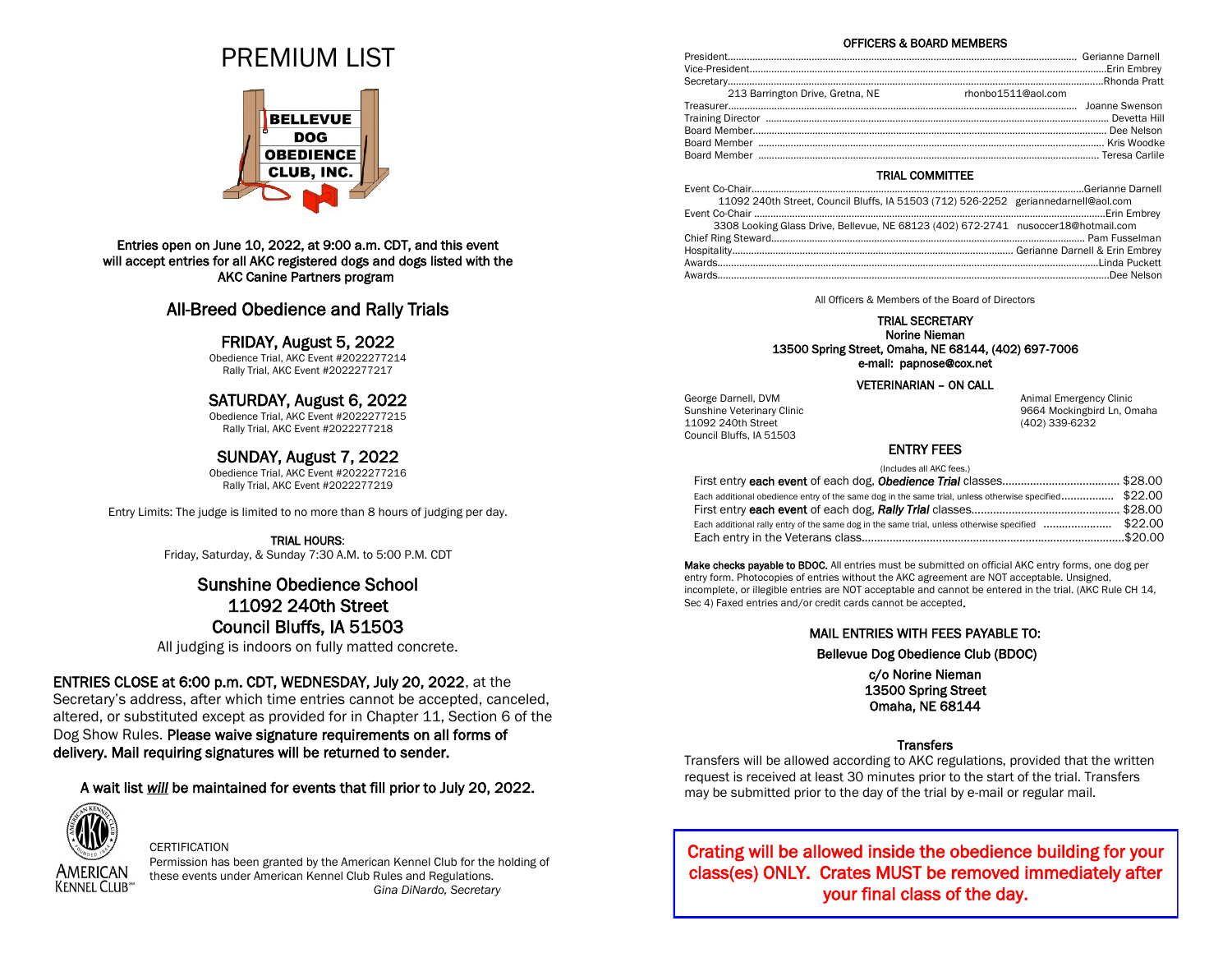# PREMIUM LIST

BELLEVUE DOG OBEDIENCE CLUB, INC.

**Entries open on June 10, 2022, at 9:00 a.m. CDT, and this event will accept entries for all AKC registered dogs and dogs listed with the AKC Canine Partners program**

## All-Breed Obedience and Rally Trials

### FRIDAY, August 5, 2022

Obedience Trial, AKC Event #2022277214
Rally Trial, AKC Event #2022277217

### SATURDAY, August 6, 2022

Obedience Trial, AKC Event #2022277215
Rally Trial, AKC Event #2022277218

### SUNDAY, August 7, 2022

Obedience Trial, AKC Event #2022277216
Rally Trial, AKC Event #2022277219

Entry Limits: The judge is limited to no more than 8 hours of judging per day.

TRIAL HOURS:
Friday, Saturday, & Sunday 7:30 A.M. to 5:00 P.M. CDT

## Sunshine Obedience School
## 11092 240th Street
## Council Bluffs, IA 51503

All judging is indoors on fully matted concrete.

**ENTRIES CLOSE at 6:00 p.m. CDT, WEDNESDAY, July 20, 2022**, at the Secretary's address, after which time entries cannot be accepted, canceled, altered, or substituted except as provided for in Chapter 11, Section 6 of the Dog Show Rules. **Please waive signature requirements on all forms of delivery. Mail requiring signatures will be returned to sender.**

**A wait list *will* be maintained for events that fill prior to July 20, 2022.**

AMERICAN KENNEL CLUB

CERTIFICATION
Permission has been granted by the American Kennel Club for the holding of these events under American Kennel Club Rules and Regulations.
*Gina DiNardo, Secretary*

### OFFICERS & BOARD MEMBERS

President.................................Gerianne Darnell
Vice-President.................................Erin Embrey
Secretary.................................Rhonda Pratt
213 Barrington Drive, Gretna, NE rhonbo1511@aol.com
Treasurer.................................Joanne Swenson
Training Director.................................Devetta Hill
Board Member.................................Dee Nelson
Board Member.................................Kris Woodke
Board Member.................................Teresa Carlile

### TRIAL COMMITTEE

Event Co-Chair.................................Gerianne Darnell
11092 240th Street, Council Bluffs, IA 51503 (712) 526-2252 geriannedarnell@aol.com
Event Co-Chair.................................Erin Embrey
3308 Looking Glass Drive, Bellevue, NE 68123 (402) 672-2741 nusoccer18@hotmail.com
Chief Ring Steward.................................Pam Fusselman
Hospitality.................................Gerianne Darnell & Erin Embrey
Awards.................................Linda Puckett
Awards.................................Dee Nelson

All Officers & Members of the Board of Directors

**TRIAL SECRETARY**
**Norine Nieman**
**13500 Spring Street, Omaha, NE 68144, (402) 697-7006**
**e-mail: papnose@cox.net**

**VETERINARIAN – ON CALL**

George Darnell, DVM
Sunshine Veterinary Clinic
11092 240th Street
Council Bluffs, IA 51503

Animal Emergency Clinic
9664 Mockingbird Ln, Omaha
(402) 339-6232

### ENTRY FEES

(Includes all AKC fees.)

First entry **each event** of each dog, ***Obedience Trial*** classes................................. $28.00
Each additional obedience entry of the same dog in the same trial, unless otherwise specified................. $22.00
First entry **each event** of each dog, ***Rally Trial*** classes................................. $28.00
Each additional rally entry of the same dog in the same trial, unless otherwise specified................. $22.00
Each entry in the Veterans class.................................$20.00

**Make checks payable to BDOC.** All entries must be submitted on official AKC entry forms, one dog per entry form. Photocopies of entries without the AKC agreement are NOT acceptable. Unsigned, incomplete, or illegible entries are NOT acceptable and cannot be entered in the trial. (AKC Rule CH 14, Sec 4) Faxed entries and/or credit cards cannot be accepted.

**MAIL ENTRIES WITH FEES PAYABLE TO:**

**Bellevue Dog Obedience Club (BDOC)**

**c/o Norine Nieman**
**13500 Spring Street**
**Omaha, NE 68144**

**Transfers**

Transfers will be allowed according to AKC regulations, provided that the written request is received at least 30 minutes prior to the start of the trial. Transfers may be submitted prior to the day of the trial by e-mail or regular mail.

**Crating will be allowed inside the obedience building for your class(es) ONLY. Crates MUST be removed immediately after your final class of the day.**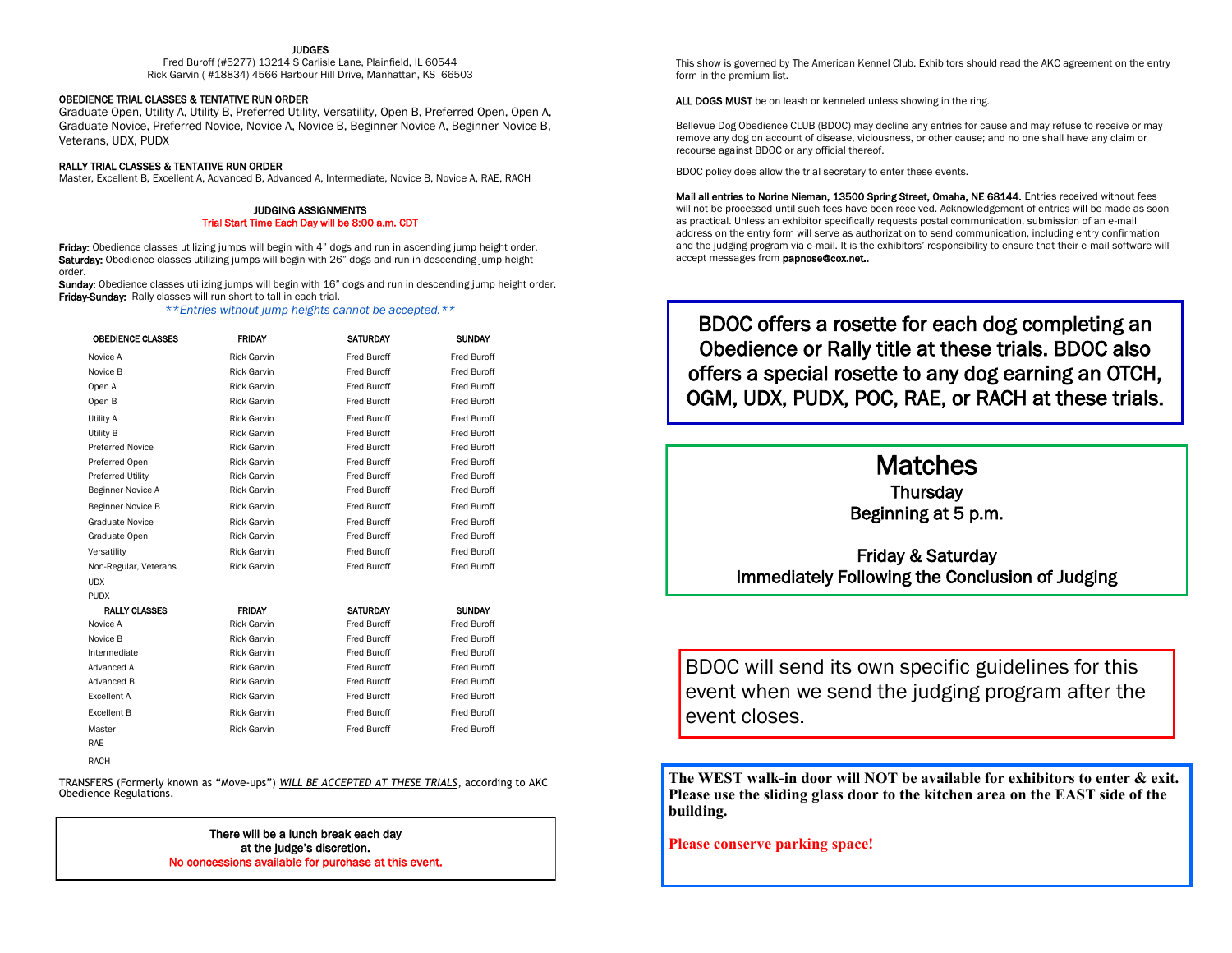## JUDGES

Fred Buroff (#5277) 13214 S Carlisle Lane, Plainfield, IL 60544
Rick Garvin ( #18834) 4566 Harbour Hill Drive, Manhattan, KS 66503

**OBEDIENCE TRIAL CLASSES & TENTATIVE RUN ORDER**

Graduate Open, Utility A, Utility B, Preferred Utility, Versatility, Open B, Preferred Open, Open A, Graduate Novice, Preferred Novice, Novice A, Novice B, Beginner Novice A, Beginner Novice B, Veterans, UDX, PUDX

**RALLY TRIAL CLASSES & TENTATIVE RUN ORDER**

Master, Excellent B, Excellent A, Advanced B, Advanced A, Intermediate, Novice B, Novice A, RAE, RACH

## JUDGING ASSIGNMENTS

Trial Start Time Each Day will be 8:00 a.m. CDT

**Friday:** Obedience classes utilizing jumps will begin with 4" dogs and run in ascending jump height order.
**Saturday:** Obedience classes utilizing jumps will begin with 26" dogs and run in descending jump height order.
**Sunday:** Obedience classes utilizing jumps will begin with 16" dogs and run in descending jump height order.
**Friday-Sunday:** Rally classes will run short to tall in each trial.

*\*\*Entries without jump heights cannot be accepted.\*\**

| OBEDIENCE CLASSES | FRIDAY | SATURDAY | SUNDAY |
|---|---|---|---|
| Novice A | Rick Garvin | Fred Buroff | Fred Buroff |
| Novice B | Rick Garvin | Fred Buroff | Fred Buroff |
| Open A | Rick Garvin | Fred Buroff | Fred Buroff |
| Open B | Rick Garvin | Fred Buroff | Fred Buroff |
| Utility A | Rick Garvin | Fred Buroff | Fred Buroff |
| Utility B | Rick Garvin | Fred Buroff | Fred Buroff |
| Preferred Novice | Rick Garvin | Fred Buroff | Fred Buroff |
| Preferred Open | Rick Garvin | Fred Buroff | Fred Buroff |
| Preferred Utility | Rick Garvin | Fred Buroff | Fred Buroff |
| Beginner Novice A | Rick Garvin | Fred Buroff | Fred Buroff |
| Beginner Novice B | Rick Garvin | Fred Buroff | Fred Buroff |
| Graduate Novice | Rick Garvin | Fred Buroff | Fred Buroff |
| Graduate Open | Rick Garvin | Fred Buroff | Fred Buroff |
| Versatility | Rick Garvin | Fred Buroff | Fred Buroff |
| Non-Regular, Veterans | Rick Garvin | Fred Buroff | Fred Buroff |
| UDX | | | |
| PUDX | | | |
| **RALLY CLASSES** | **FRIDAY** | **SATURDAY** | **SUNDAY** |
| Novice A | Rick Garvin | Fred Buroff | Fred Buroff |
| Novice B | Rick Garvin | Fred Buroff | Fred Buroff |
| Intermediate | Rick Garvin | Fred Buroff | Fred Buroff |
| Advanced A | Rick Garvin | Fred Buroff | Fred Buroff |
| Advanced B | Rick Garvin | Fred Buroff | Fred Buroff |
| Excellent A | Rick Garvin | Fred Buroff | Fred Buroff |
| Excellent B | Rick Garvin | Fred Buroff | Fred Buroff |
| Master | Rick Garvin | Fred Buroff | Fred Buroff |
| RAE | | | |
| RACH | | | |

TRANSFERS (Formerly known as "Move-ups") *WILL BE ACCEPTED AT THESE TRIALS*, according to AKC Obedience Regulations.

There will be a lunch break each day at the judge's discretion.
No concessions available for purchase at this event.

This show is governed by The American Kennel Club. Exhibitors should read the AKC agreement on the entry form in the premium list.

**ALL DOGS MUST** be on leash or kenneled unless showing in the ring.

Bellevue Dog Obedience CLUB (BDOC) may decline any entries for cause and may refuse to receive or may remove any dog on account of disease, viciousness, or other cause; and no one shall have any claim or recourse against BDOC or any official thereof.

BDOC policy does allow the trial secretary to enter these events.

**Mail all entries to Norine Nieman, 13500 Spring Street, Omaha, NE 68144.** Entries received without fees will not be processed until such fees have been received. Acknowledgement of entries will be made as soon as practical. Unless an exhibitor specifically requests postal communication, submission of an e-mail address on the entry form will serve as authorization to send communication, including entry confirmation and the judging program via e-mail. It is the exhibitors' responsibility to ensure that their e-mail software will accept messages from **papnose@cox.net.**.

BDOC offers a rosette for each dog completing an Obedience or Rally title at these trials. BDOC also offers a special rosette to any dog earning an OTCH, OGM, UDX, PUDX, POC, RAE, or RACH at these trials.

# Matches

Thursday
Beginning at 5 p.m.

Friday & Saturday
Immediately Following the Conclusion of Judging

BDOC will send its own specific guidelines for this event when we send the judging program after the event closes.

**The WEST walk-in door will NOT be available for exhibitors to enter & exit. Please use the sliding glass door to the kitchen area on the EAST side of the building.**

**Please conserve parking space!**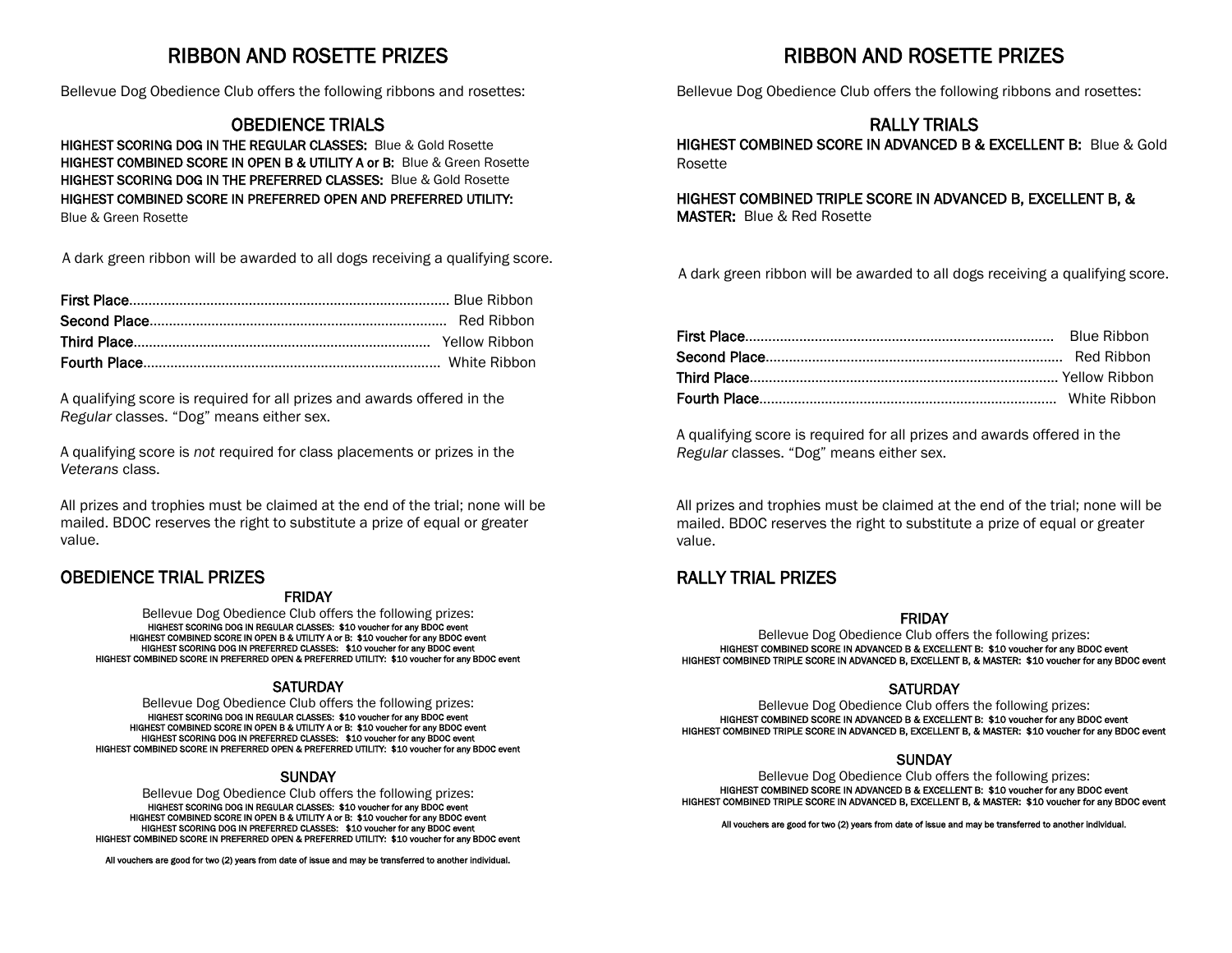# RIBBON AND ROSETTE PRIZES

Bellevue Dog Obedience Club offers the following ribbons and rosettes:

## OBEDIENCE TRIALS

**HIGHEST SCORING DOG IN THE REGULAR CLASSES:** Blue & Gold Rosette
**HIGHEST COMBINED SCORE IN OPEN B & UTILITY A or B:** Blue & Green Rosette
**HIGHEST SCORING DOG IN THE PREFERRED CLASSES:** Blue & Gold Rosette
**HIGHEST COMBINED SCORE IN PREFERRED OPEN AND PREFERRED UTILITY:** Blue & Green Rosette

A dark green ribbon will be awarded to all dogs receiving a qualifying score.

**First Place**........................................ Blue Ribbon
**Second Place**........................................ Red Ribbon
**Third Place**........................................ Yellow Ribbon
**Fourth Place**........................................ White Ribbon

A qualifying score is required for all prizes and awards offered in the *Regular* classes. "Dog" means either sex.

A qualifying score is *not* required for class placements or prizes in the *Veterans* class.

All prizes and trophies must be claimed at the end of the trial; none will be mailed. BDOC reserves the right to substitute a prize of equal or greater value.

## OBEDIENCE TRIAL PRIZES

### FRIDAY

Bellevue Dog Obedience Club offers the following prizes:
HIGHEST SCORING DOG IN REGULAR CLASSES: $10 voucher for any BDOC event
HIGHEST COMBINED SCORE IN OPEN B & UTILITY A or B: $10 voucher for any BDOC event
HIGHEST SCORING DOG IN PREFERRED CLASSES: $10 voucher for any BDOC event
HIGHEST COMBINED SCORE IN PREFERRED OPEN & PREFERRED UTILITY: $10 voucher for any BDOC event

### SATURDAY

Bellevue Dog Obedience Club offers the following prizes:
HIGHEST SCORING DOG IN REGULAR CLASSES: $10 voucher for any BDOC event
HIGHEST COMBINED SCORE IN OPEN B & UTILITY A or B: $10 voucher for any BDOC event
HIGHEST SCORING DOG IN PREFERRED CLASSES: $10 voucher for any BDOC event
HIGHEST COMBINED SCORE IN PREFERRED OPEN & PREFERRED UTILITY: $10 voucher for any BDOC event

### SUNDAY

Bellevue Dog Obedience Club offers the following prizes:
HIGHEST SCORING DOG IN REGULAR CLASSES: $10 voucher for any BDOC event
HIGHEST COMBINED SCORE IN OPEN B & UTILITY A or B: $10 voucher for any BDOC event
HIGHEST SCORING DOG IN PREFERRED CLASSES: $10 voucher for any BDOC event
HIGHEST COMBINED SCORE IN PREFERRED OPEN & PREFERRED UTILITY: $10 voucher for any BDOC event

All vouchers are good for two (2) years from date of issue and may be transferred to another individual.

# RIBBON AND ROSETTE PRIZES

Bellevue Dog Obedience Club offers the following ribbons and rosettes:

## RALLY TRIALS

**HIGHEST COMBINED SCORE IN ADVANCED B & EXCELLENT B:** Blue & Gold Rosette

**HIGHEST COMBINED TRIPLE SCORE IN ADVANCED B, EXCELLENT B, & MASTER:** Blue & Red Rosette

A dark green ribbon will be awarded to all dogs receiving a qualifying score.

**First Place**........................................ Blue Ribbon
**Second Place**........................................ Red Ribbon
**Third Place**........................................ Yellow Ribbon
**Fourth Place**........................................ White Ribbon

A qualifying score is required for all prizes and awards offered in the *Regular* classes. "Dog" means either sex.

All prizes and trophies must be claimed at the end of the trial; none will be mailed. BDOC reserves the right to substitute a prize of equal or greater value.

## RALLY TRIAL PRIZES

### FRIDAY

Bellevue Dog Obedience Club offers the following prizes:
HIGHEST COMBINED SCORE IN ADVANCED B & EXCELLENT B: $10 voucher for any BDOC event
HIGHEST COMBINED TRIPLE SCORE IN ADVANCED B, EXCELLENT B, & MASTER: $10 voucher for any BDOC event

### SATURDAY

Bellevue Dog Obedience Club offers the following prizes:
HIGHEST COMBINED SCORE IN ADVANCED B & EXCELLENT B: $10 voucher for any BDOC event
HIGHEST COMBINED TRIPLE SCORE IN ADVANCED B, EXCELLENT B, & MASTER: $10 voucher for any BDOC event

### SUNDAY

Bellevue Dog Obedience Club offers the following prizes:
HIGHEST COMBINED SCORE IN ADVANCED B & EXCELLENT B: $10 voucher for any BDOC event
HIGHEST COMBINED TRIPLE SCORE IN ADVANCED B, EXCELLENT B, & MASTER: $10 voucher for any BDOC event

All vouchers are good for two (2) years from date of issue and may be transferred to another individual.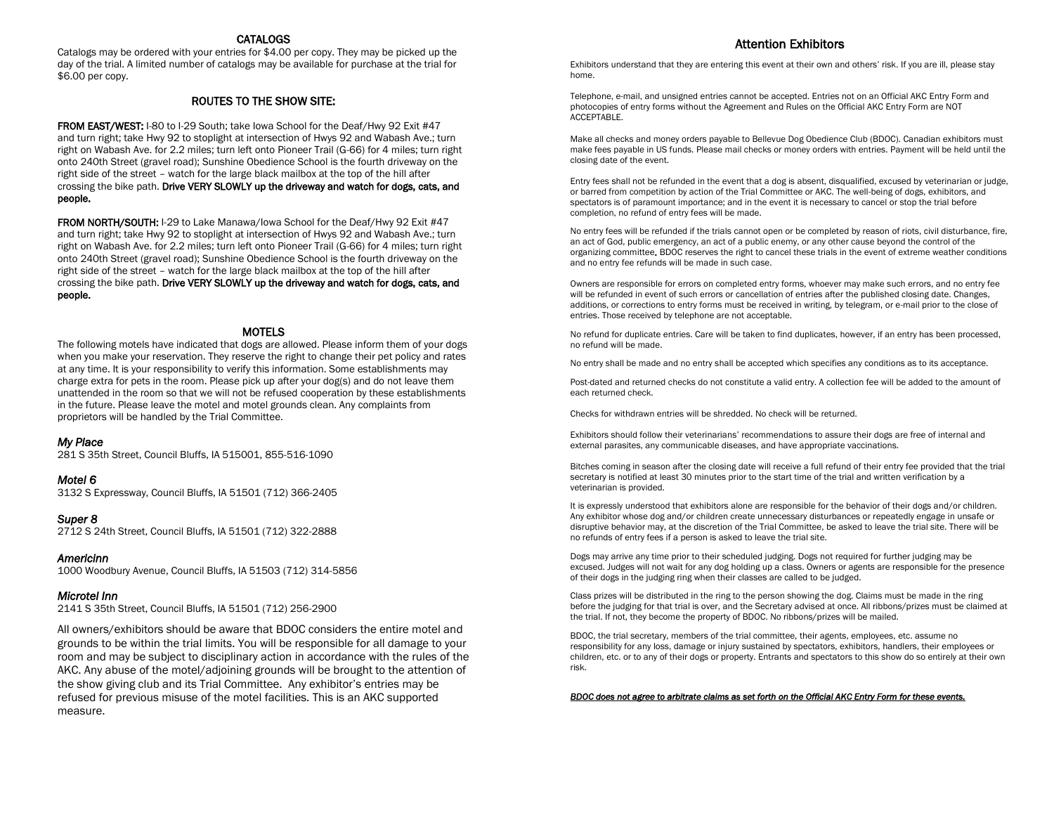## CATALOGS

Catalogs may be ordered with your entries for $4.00 per copy. They may be picked up the day of the trial. A limited number of catalogs may be available for purchase at the trial for $6.00 per copy.

## ROUTES TO THE SHOW SITE:

**FROM EAST/WEST:** I-80 to I-29 South; take Iowa School for the Deaf/Hwy 92 Exit #47 and turn right; take Hwy 92 to stoplight at intersection of Hwys 92 and Wabash Ave.; turn right on Wabash Ave. for 2.2 miles; turn left onto Pioneer Trail (G-66) for 4 miles; turn right onto 240th Street (gravel road); Sunshine Obedience School is the fourth driveway on the right side of the street – watch for the large black mailbox at the top of the hill after crossing the bike path. **Drive VERY SLOWLY up the driveway and watch for dogs, cats, and people.**

**FROM NORTH/SOUTH:** I-29 to Lake Manawa/Iowa School for the Deaf/Hwy 92 Exit #47 and turn right; take Hwy 92 to stoplight at intersection of Hwys 92 and Wabash Ave.; turn right on Wabash Ave. for 2.2 miles; turn left onto Pioneer Trail (G-66) for 4 miles; turn right onto 240th Street (gravel road); Sunshine Obedience School is the fourth driveway on the right side of the street – watch for the large black mailbox at the top of the hill after crossing the bike path. **Drive VERY SLOWLY up the driveway and watch for dogs, cats, and people.**

## MOTELS

The following motels have indicated that dogs are allowed. Please inform them of your dogs when you make your reservation. They reserve the right to change their pet policy and rates at any time. It is your responsibility to verify this information. Some establishments may charge extra for pets in the room. Please pick up after your dog(s) and do not leave them unattended in the room so that we will not be refused cooperation by these establishments in the future. Please leave the motel and motel grounds clean. Any complaints from proprietors will be handled by the Trial Committee.

*My Place*
281 S 35th Street, Council Bluffs, IA 515001, 855-516-1090

*Motel 6*
3132 S Expressway, Council Bluffs, IA 51501 (712) 366-2405

*Super 8*
2712 S 24th Street, Council Bluffs, IA 51501 (712) 322-2888

*AmericInn*
1000 Woodbury Avenue, Council Bluffs, IA 51503 (712) 314-5856

*Microtel Inn*
2141 S 35th Street, Council Bluffs, IA 51501 (712) 256-2900

All owners/exhibitors should be aware that BDOC considers the entire motel and grounds to be within the trial limits. You will be responsible for all damage to your room and may be subject to disciplinary action in accordance with the rules of the AKC. Any abuse of the motel/adjoining grounds will be brought to the attention of the show giving club and its Trial Committee. Any exhibitor's entries may be refused for previous misuse of the motel facilities. This is an AKC supported measure.

## Attention Exhibitors

Exhibitors understand that they are entering this event at their own and others' risk. If you are ill, please stay home.

Telephone, e-mail, and unsigned entries cannot be accepted. Entries not on an Official AKC Entry Form and photocopies of entry forms without the Agreement and Rules on the Official AKC Entry Form are NOT ACCEPTABLE.

Make all checks and money orders payable to Bellevue Dog Obedience Club (BDOC). Canadian exhibitors must make fees payable in US funds. Please mail checks or money orders with entries. Payment will be held until the closing date of the event.

Entry fees shall not be refunded in the event that a dog is absent, disqualified, excused by veterinarian or judge, or barred from competition by action of the Trial Committee or AKC. The well-being of dogs, exhibitors, and spectators is of paramount importance; and in the event it is necessary to cancel or stop the trial before completion, no refund of entry fees will be made.

No entry fees will be refunded if the trials cannot open or be completed by reason of riots, civil disturbance, fire, an act of God, public emergency, an act of a public enemy, or any other cause beyond the control of the organizing committee. BDOC reserves the right to cancel these trials in the event of extreme weather conditions and no entry fee refunds will be made in such case.

Owners are responsible for errors on completed entry forms, whoever may make such errors, and no entry fee will be refunded in event of such errors or cancellation of entries after the published closing date. Changes, additions, or corrections to entry forms must be received in writing, by telegram, or e-mail prior to the close of entries. Those received by telephone are not acceptable.

No refund for duplicate entries. Care will be taken to find duplicates, however, if an entry has been processed, no refund will be made.

No entry shall be made and no entry shall be accepted which specifies any conditions as to its acceptance.

Post-dated and returned checks do not constitute a valid entry. A collection fee will be added to the amount of each returned check.

Checks for withdrawn entries will be shredded. No check will be returned.

Exhibitors should follow their veterinarians' recommendations to assure their dogs are free of internal and external parasites, any communicable diseases, and have appropriate vaccinations.

Bitches coming in season after the closing date will receive a full refund of their entry fee provided that the trial secretary is notified at least 30 minutes prior to the start time of the trial and written verification by a veterinarian is provided.

It is expressly understood that exhibitors alone are responsible for the behavior of their dogs and/or children. Any exhibitor whose dog and/or children create unnecessary disturbances or repeatedly engage in unsafe or disruptive behavior may, at the discretion of the Trial Committee, be asked to leave the trial site. There will be no refunds of entry fees if a person is asked to leave the trial site.

Dogs may arrive any time prior to their scheduled judging. Dogs not required for further judging may be excused. Judges will not wait for any dog holding up a class. Owners or agents are responsible for the presence of their dogs in the judging ring when their classes are called to be judged.

Class prizes will be distributed in the ring to the person showing the dog. Claims must be made in the ring before the judging for that trial is over, and the Secretary advised at once. All ribbons/prizes must be claimed at the trial. If not, they become the property of BDOC. No ribbons/prizes will be mailed.

BDOC, the trial secretary, members of the trial committee, their agents, employees, etc. assume no responsibility for any loss, damage or injury sustained by spectators, exhibitors, handlers, their employees or children, etc. or to any of their dogs or property. Entrants and spectators to this show do so entirely at their own risk.

***BDOC does not agree to arbitrate claims as set forth on the Official AKC Entry Form for these events.***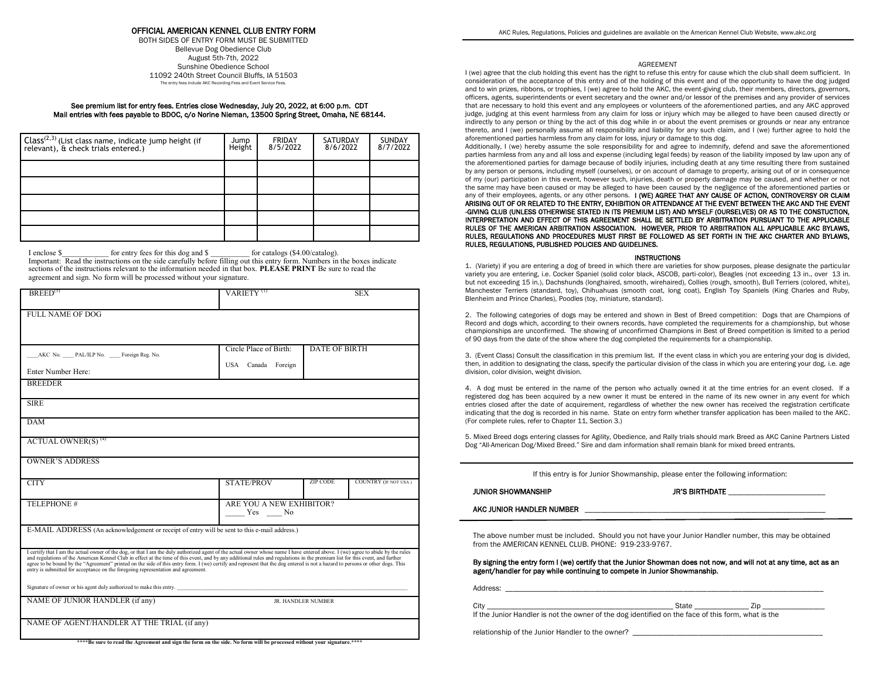# OFFICIAL AMERICAN KENNEL CLUB ENTRY FORM

BOTH SIDES OF ENTRY FORM MUST BE SUBMITTED
Bellevue Dog Obedience Club
August 5th-7th, 2022
Sunshine Obedience School
11092 240th Street Council Bluffs, IA 51503
The entry fees include AKC Recording Fees and Event Service Fees.

**See premium list for entry fees. Entries close Wednesday, July 20, 2022, at 6:00 p.m. CDT**
**Mail entries with fees payable to BDOC, c/o Norine Nieman, 13500 Spring Street, Omaha, NE 68144.**

| Class[2,3] (List class name, indicate jump height (if relevant), & check trials entered.) | Jump Height | FRIDAY 8/5/2022 | SATURDAY 8/6/2022 | SUNDAY 8/7/2022 |
|---|---|---|---|---|
| | | | | |
| | | | | |
| | | | | |
| | | | | |
| | | | | |

I enclose $____________ for entry fees for this dog and $ __________ for catalogs ($4.00/catalog).
Important: Read the instructions on the side carefully before filling out this entry form. Numbers in the boxes indicate sections of the instructions relevant to the information needed in that box. **PLEASE PRINT** Be sure to read the agreement and sign. No form will be processed without your signature.

| | | | |
|---|---|---|---|
| BREED[5] | VARIETY [1] | SEX | |
| FULL NAME OF DOG | | | |
| ___AKC No. ____ PAL/ILP No. ____ Foreign Reg. No. Enter Number Here: | Circle Place of Birth: USA Canada Foreign | DATE OF BIRTH | |
| BREEDER | | | |
| SIRE | | | |
| DAM | | | |
| ACTUAL OWNER(S) [4] | | | |
| OWNER'S ADDRESS | | | |
| CITY | STATE/PROV | ZIP CODE | COUNTRY (IF NOT USA) |
| TELEPHONE # | ARE YOU A NEW EXHIBITOR? _____ Yes ____ No | | |
| E-MAIL ADDRESS (An acknowledgement or receipt of entry will be sent to this e-mail address.) | | | |

I certify that I am the actual owner of the dog, or that I am the duly authorized agent of the actual owner whose name I have entered above. I (we) agree to abide by the rules and regulations of the American Kennel Club in effect at the time of this event, and by any additional rules and regulations in the premium list for this event, and further agree to be bound by the "Agreement" printed on the side of this entry form. I (we) certify and represent that the dog entered is not a hazard to persons or other dogs. This entry is submitted for acceptance on the foregoing representation and agreement.

Signature of owner or his agent duly authorized to make this entry. ___________________________________

| | |
|---|---|
| NAME OF JUNIOR HANDLER (if any) | JR. HANDLER NUMBER |
| NAME OF AGENT/HANDLER AT THE TRIAL (if any) | |

****Be sure to read the Agreement and sign the form on the side. No form will be processed without your signature.****

AKC Rules, Regulations, Policies and guidelines are available on the American Kennel Club Website, www.akc.org

## AGREEMENT

I (we) agree that the club holding this event has the right to refuse this entry for cause which the club shall deem sufficient. In consideration of the acceptance of this entry and of the holding of this event and of the opportunity to have the dog judged and to win prizes, ribbons, or trophies, I (we) agree to hold the AKC, the event-giving club, their members, directors, governors, officers, agents, superintendents or event secretary and the owner and/or lessor of the premises and any provider of services that are necessary to hold this event and any employees or volunteers of the aforementioned parties, and any AKC approved judge, judging at this event harmless from any claim for loss or injury which may be alleged to have been caused directly or indirectly to any person or thing by the act of this dog while in or about the event premises or grounds or near any entrance thereto, and I (we) personally assume all responsibility and liability for any such claim, and I (we) further agree to hold the aforementioned parties harmless from any claim for loss, injury or damage to this dog.

Additionally, I (we) hereby assume the sole responsibility for and agree to indemnify, defend and save the aforementioned parties harmless from any and all loss and expense (including legal feeds) by reason of the liability imposed by law upon any of the aforementioned parties for damage because of bodily injuries, including death at any time resulting there from sustained by any person or persons, including myself (ourselves), or on account of damage to property, arising out of or in consequence of my (our) participation in this event, however such, injuries, death or property damage may be caused, and whether or not the same may have been caused or may be alleged to have been caused by the negligence of the aforementioned parties or any of their employees, agents, or any other persons. **I (WE) AGREE THAT ANY CAUSE OF ACTION, CONTROVERSY OR CLAIM ARISING OUT OF OR RELATED TO THE ENTRY, EXHIBITION OR ATTENDANCE AT THE EVENT BETWEEN THE AKC AND THE EVENT -GIVING CLUB (UNLESS OTHERWISE STATED IN ITS PREMIUM LIST) AND MYSELF (OURSELVES) OR AS TO THE CONSTUCTION, INTERPRETATION AND EFFECT OF THIS AGREEMENT SHALL BE SETTLED BY ARBITRATION PURSUANT TO THE APPLICABLE RULES OF THE AMERICAN ARBITRATION ASSOCIATION. HOWEVER, PRIOR TO ARBITRATION ALL APPLICABLE AKC BYLAWS, RULES, REGULATIONS AND PROCEDURES MUST FIRST BE FOLLOWED AS SET FORTH IN THE AKC CHARTER AND BYLAWS, RULES, REGULATIONS, PUBLISHED POLICIES AND GUIDELINES.**

## INSTRUCTIONS

1. (Variety) if you are entering a dog of breed in which there are varieties for show purposes, please designate the particular variety you are entering, i.e. Cocker Spaniel (solid color black, ASCOB, parti-color), Beagles (not exceeding 13 in., over 13 in. but not exceeding 15 in.), Dachshunds (longhaired, smooth, wirehaired), Collies (rough, smooth), Bull Terriers (colored, white), Manchester Terriers (standard, toy), Chihuahuas (smooth coat, long coat), English Toy Spaniels (King Charles and Ruby, Blenheim and Prince Charles), Poodles (toy, miniature, standard).

2. The following categories of dogs may be entered and shown in Best of Breed competition: Dogs that are Champions of Record and dogs which, according to their owners records, have completed the requirements for a championship, but whose championships are unconfirmed. The showing of unconfirmed Champions in Best of Breed competition is limited to a period of 90 days from the date of the show where the dog completed the requirements for a championship.

3. (Event Class) Consult the classification in this premium list. If the event class in which you are entering your dog is divided, then, in addition to designating the class, specify the particular division of the class in which you are entering your dog, i.e. age division, color division, weight division.

4. A dog must be entered in the name of the person who actually owned it at the time entries for an event closed. If a registered dog has been acquired by a new owner it must be entered in the name of its new owner in any event for which entries closed after the date of acquirement, regardless of whether the new owner has received the registration certificate indicating that the dog is recorded in his name. State on entry form whether transfer application has been mailed to the AKC. (For complete rules, refer to Chapter 11, Section 3.)

5. Mixed Breed dogs entering classes for Agility, Obedience, and Rally trials should mark Breed as AKC Canine Partners Listed Dog "All-American Dog/Mixed Breed." Sire and dam information shall remain blank for mixed breed entrants.

If this entry is for Junior Showmanship, please enter the following information:

**JUNIOR SHOWMANSHIP** **JR'S BIRTHDATE** ________________________

**AKC JUNIOR HANDLER NUMBER** ______________________________________________

The above number must be included. Should you not have your Junior Handler number, this may be obtained from the AMERICAN KENNEL CLUB. PHONE: 919-233-9767.

**By signing the entry form I (we) certify that the Junior Showman does not now, and will not at any time, act as an agent/handler for pay while continuing to compete in Junior Showmanship.**

Address: ______________________________________________________________

City ______________________________ State _____________ Zip _______________

If the Junior Handler is not the owner of the dog identified on the face of this form, what is the

relationship of the Junior Handler to the owner? ______________________________